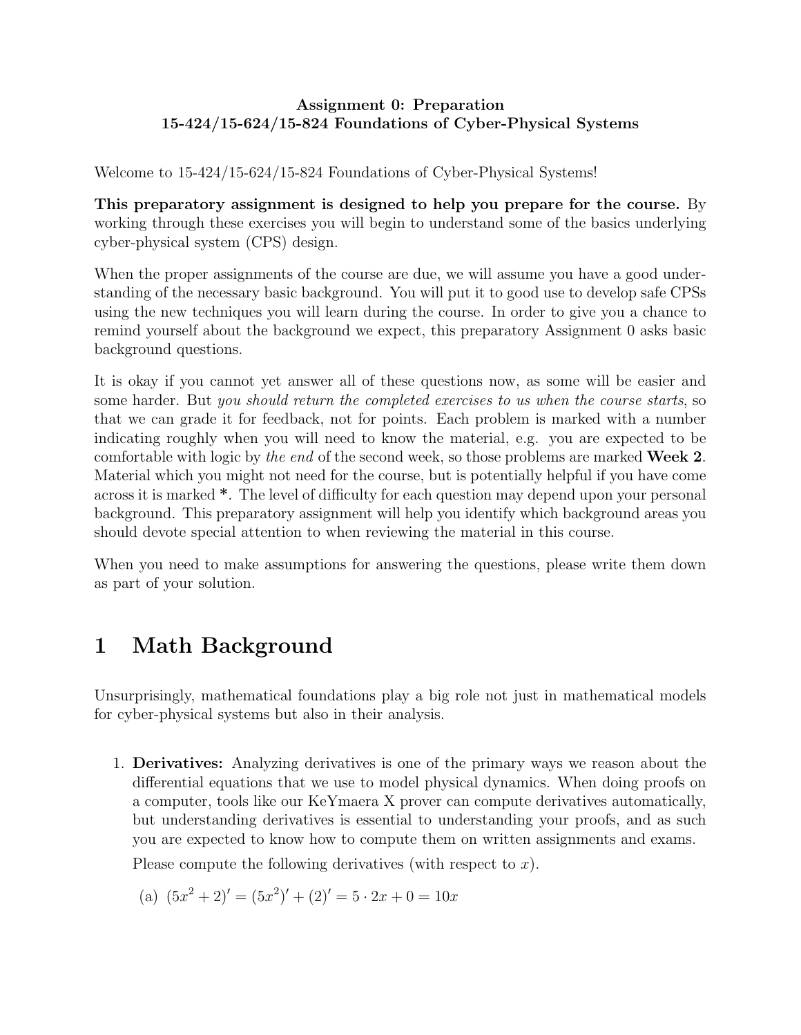**Assignment 0: Preparation**
**15-424/15-624/15-824 Foundations of Cyber-Physical Systems**

Welcome to 15-424/15-624/15-824 Foundations of Cyber-Physical Systems!

**This preparatory assignment is designed to help you prepare for the course.** By working through these exercises you will begin to understand some of the basics underlying cyber-physical system (CPS) design.

When the proper assignments of the course are due, we will assume you have a good understanding of the necessary basic background. You will put it to good use to develop safe CPSs using the new techniques you will learn during the course. In order to give you a chance to remind yourself about the background we expect, this preparatory Assignment 0 asks basic background questions.

It is okay if you cannot yet answer all of these questions now, as some will be easier and some harder. But *you should return the completed exercises to us when the course starts*, so that we can grade it for feedback, not for points. Each problem is marked with a number indicating roughly when you will need to know the material, e.g. you are expected to be comfortable with logic by *the end* of the second week, so those problems are marked **Week 2**. Material which you might not need for the course, but is potentially helpful if you have come across it is marked **\***. The level of difficulty for each question may depend upon your personal background. This preparatory assignment will help you identify which background areas you should devote special attention to when reviewing the material in this course.

When you need to make assumptions for answering the questions, please write them down as part of your solution.

# 1 Math Background

Unsurprisingly, mathematical foundations play a big role not just in mathematical models for cyber-physical systems but also in their analysis.

1. **Derivatives:** Analyzing derivatives is one of the primary ways we reason about the differential equations that we use to model physical dynamics. When doing proofs on a computer, tools like our KeYmaera X prover can compute derivatives automatically, but understanding derivatives is essential to understanding your proofs, and as such you are expected to know how to compute them on written assignments and exams.

   Please compute the following derivatives (with respect to $x$).

   (a) $(5x^2 + 2)' = (5x^2)' + (2)' = 5 \cdot 2x + 0 = 10x$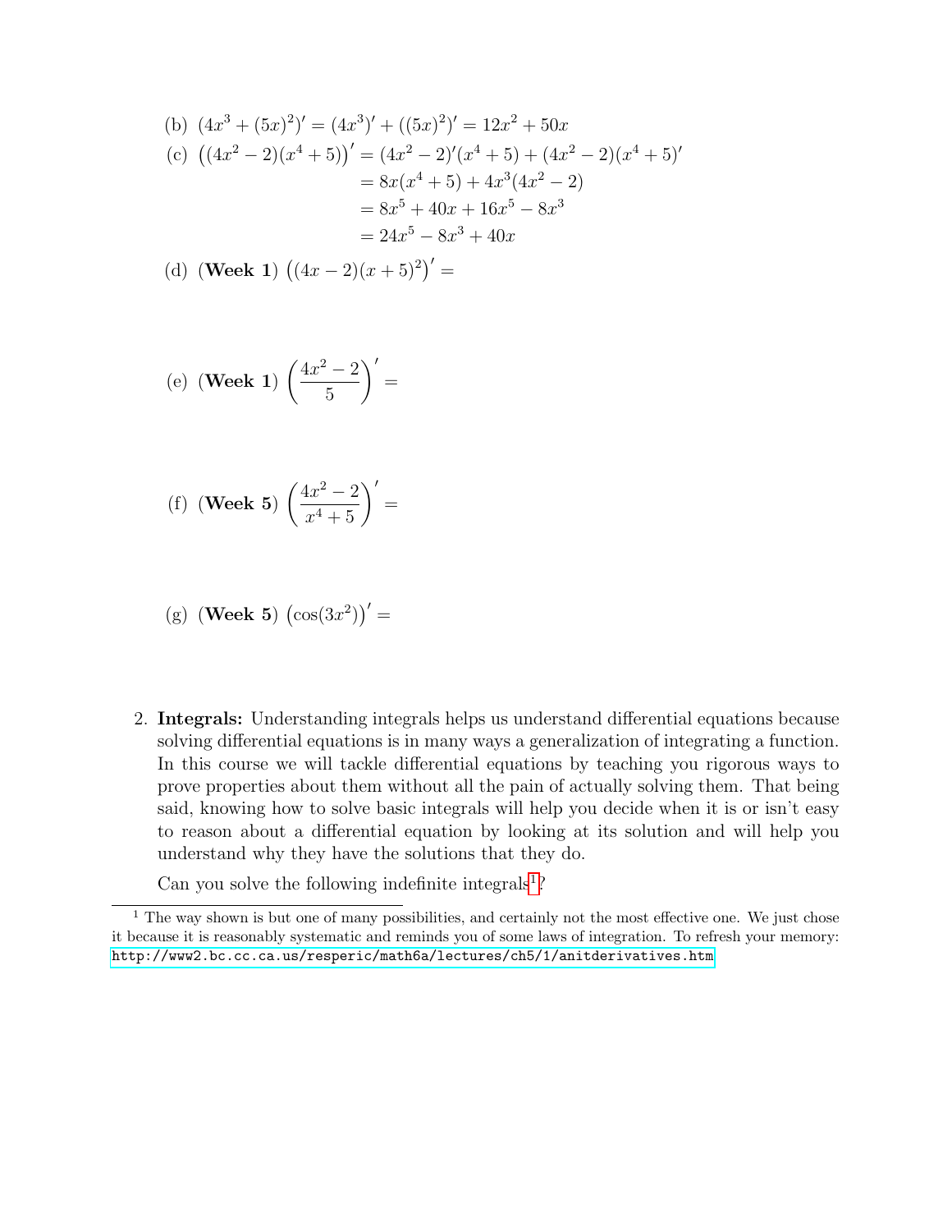(b) $(4x^3 + (5x)^2)' = (4x^3)' + ((5x)^2)' = 12x^2 + 50x$

(c) 
$$\begin{aligned}
\left((4x^2 - 2)(x^4 + 5)\right)' &= (4x^2 - 2)'(x^4 + 5) + (4x^2 - 2)(x^4 + 5)' \\
&= 8x(x^4 + 5) + 4x^3(4x^2 - 2) \\
&= 8x^5 + 40x + 16x^5 - 8x^3 \\
&= 24x^5 - 8x^3 + 40x
\end{aligned}$$

(d) (**Week 1**) $\left((4x - 2)(x + 5)^2\right)' =$

(e) (**Week 1**) $\left(\dfrac{4x^2 - 2}{5}\right)' =$

(f) (**Week 5**) $\left(\dfrac{4x^2 - 2}{x^4 + 5}\right)' =$

(g) (**Week 5**) $\left(\cos(3x^2)\right)' =$

2. **Integrals:** Understanding integrals helps us understand differential equations because solving differential equations is in many ways a generalization of integrating a function. In this course we will tackle differential equations by teaching you rigorous ways to prove properties about them without all the pain of actually solving them. That being said, knowing how to solve basic integrals will help you decide when it is or isn't easy to reason about a differential equation by looking at its solution and will help you understand why they have the solutions that they do.

   Can you solve the following indefinite integrals[1]?

---

[1] The way shown is but one of many possibilities, and certainly not the most effective one. We just chose it because it is reasonably systematic and reminds you of some laws of integration. To refresh your memory: http://www2.bc.cc.ca.us/resperic/math6a/lectures/ch5/1/anitderivatives.htm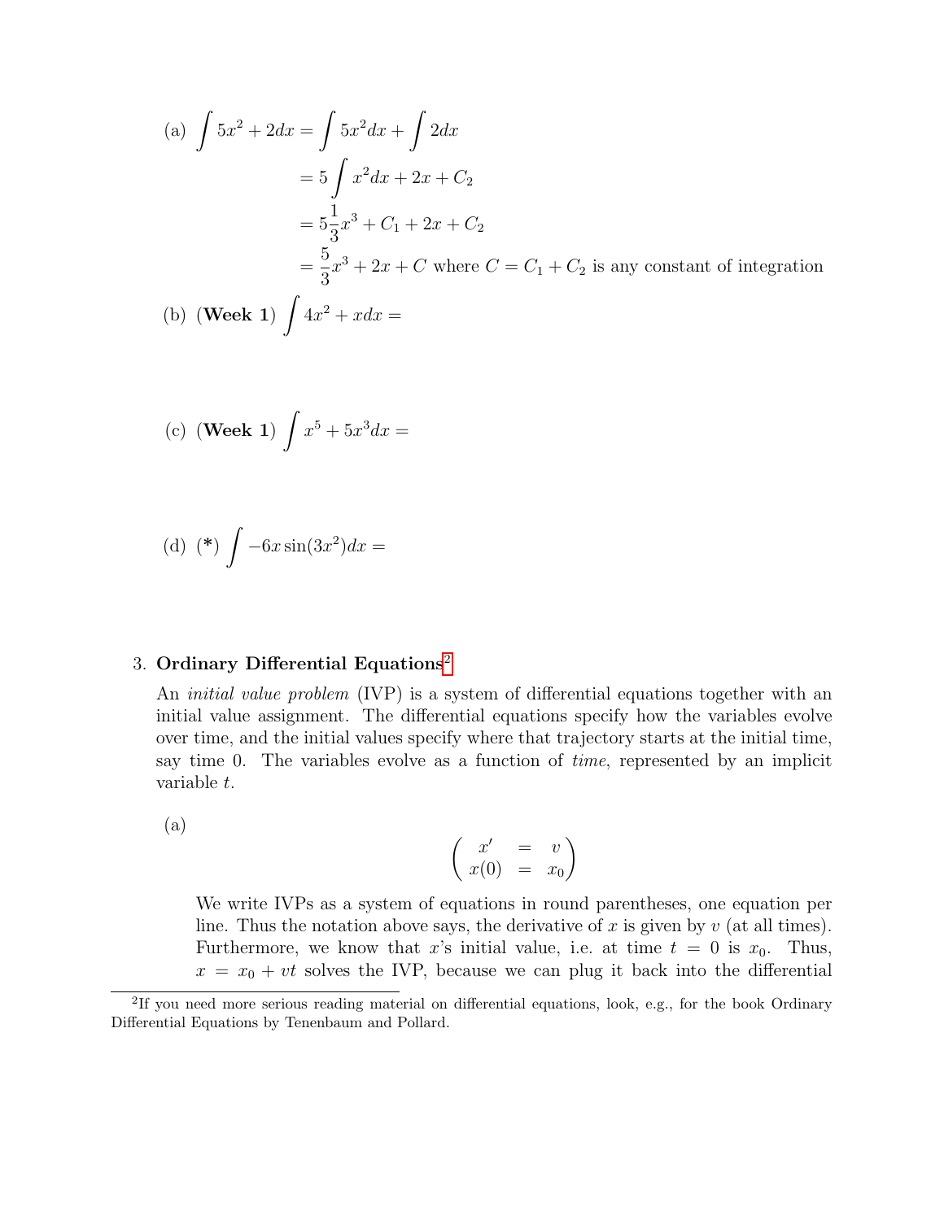(a) $\int 5x^2 + 2dx = \int 5x^2 dx + \int 2dx$

$$= 5\int x^2 dx + 2x + C_2$$

$$= 5\frac{1}{3}x^3 + C_1 + 2x + C_2$$

$$= \frac{5}{3}x^3 + 2x + C \text{ where } C = C_1 + C_2 \text{ is any constant of integration}$$

(b) (**Week 1**) $\int 4x^2 + xdx =$

(c) (**Week 1**) $\int x^5 + 5x^3 dx =$

(d) (*) $\int -6x\sin(3x^2)dx =$

3. **Ordinary Differential Equations**[2]

   An *initial value problem* (IVP) is a system of differential equations together with an initial value assignment. The differential equations specify how the variables evolve over time, and the initial values specify where that trajectory starts at the initial time, say time 0. The variables evolve as a function of *time*, represented by an implicit variable $t$.

   (a)

$$\begin{pmatrix} x' & = & v \\ x(0) & = & x_0 \end{pmatrix}$$

   We write IVPs as a system of equations in round parentheses, one equation per line. Thus the notation above says, the derivative of $x$ is given by $v$ (at all times). Furthermore, we know that $x$'s initial value, i.e. at time $t = 0$ is $x_0$. Thus, $x = x_0 + vt$ solves the IVP, because we can plug it back into the differential

[2]If you need more serious reading material on differential equations, look, e.g., for the book Ordinary Differential Equations by Tenenbaum and Pollard.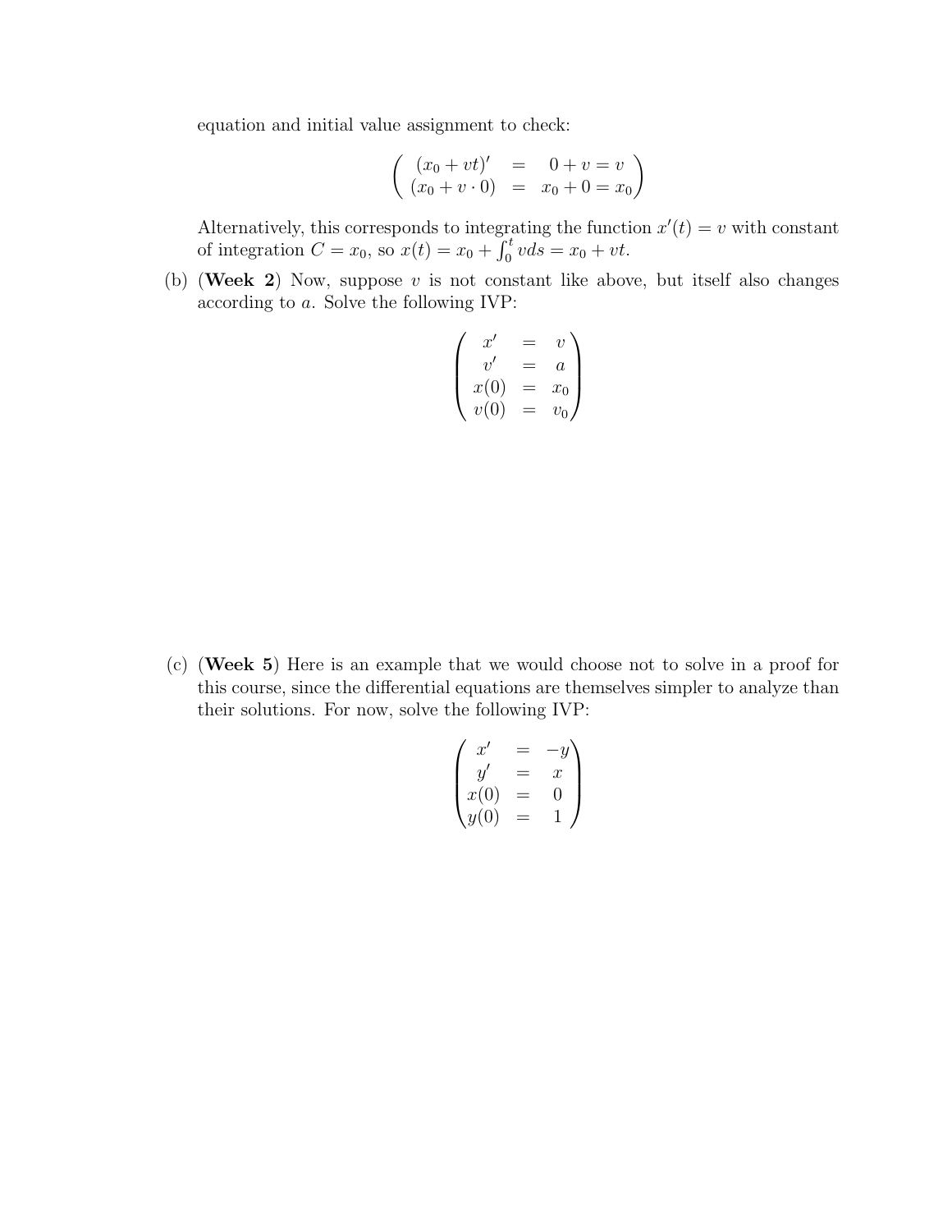equation and initial value assignment to check:

$$\begin{pmatrix} (x_0 + vt)' & = & 0 + v = v \\ (x_0 + v \cdot 0) & = & x_0 + 0 = x_0 \end{pmatrix}$$

Alternatively, this corresponds to integrating the function $x'(t) = v$ with constant of integration $C = x_0$, so $x(t) = x_0 + \int_0^t v ds = x_0 + vt$.

(b) (**Week 2**) Now, suppose $v$ is not constant like above, but itself also changes according to $a$. Solve the following IVP:

$$\begin{pmatrix} x' & = & v \\ v' & = & a \\ x(0) & = & x_0 \\ v(0) & = & v_0 \end{pmatrix}$$

(c) (**Week 5**) Here is an example that we would choose not to solve in a proof for this course, since the differential equations are themselves simpler to analyze than their solutions. For now, solve the following IVP:

$$\begin{pmatrix} x' & = & -y \\ y' & = & x \\ x(0) & = & 0 \\ y(0) & = & 1 \end{pmatrix}$$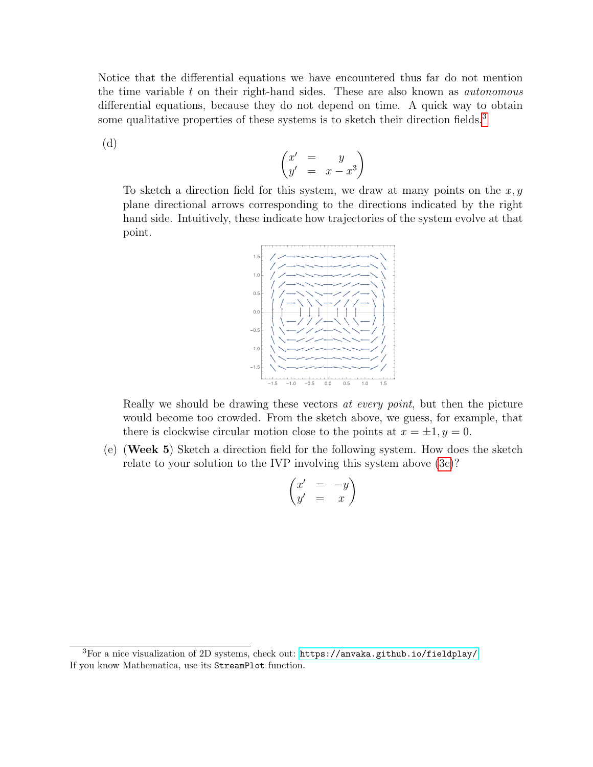Notice that the differential equations we have encountered thus far do not mention the time variable $t$ on their right-hand sides. These are also known as *autonomous* differential equations, because they do not depend on time. A quick way to obtain some qualitative properties of these systems is to sketch their direction fields.[3]

(d)

$$\begin{pmatrix} x' & = & y \\ y' & = & x - x^3 \end{pmatrix}$$

To sketch a direction field for this system, we draw at many points on the $x, y$ plane directional arrows corresponding to the directions indicated by the right hand side. Intuitively, these indicate how trajectories of the system evolve at that point.

1.5
1.0
0.5
0.0
−0.5
−1.0
−1.5
−1.5 −1.0 −0.5 0.0 0.5 1.0 1.5

Really we should be drawing these vectors *at every point*, but then the picture would become too crowded. From the sketch above, we guess, for example, that there is clockwise circular motion close to the points at $x = \pm 1, y = 0$.

(e) (**Week 5**) Sketch a direction field for the following system. How does the sketch relate to your solution to the IVP involving this system above (3c)?

$$\begin{pmatrix} x' & = & -y \\ y' & = & x \end{pmatrix}$$

[3]For a nice visualization of 2D systems, check out: `https://anvaka.github.io/fieldplay/` If you know Mathematica, use its `StreamPlot` function.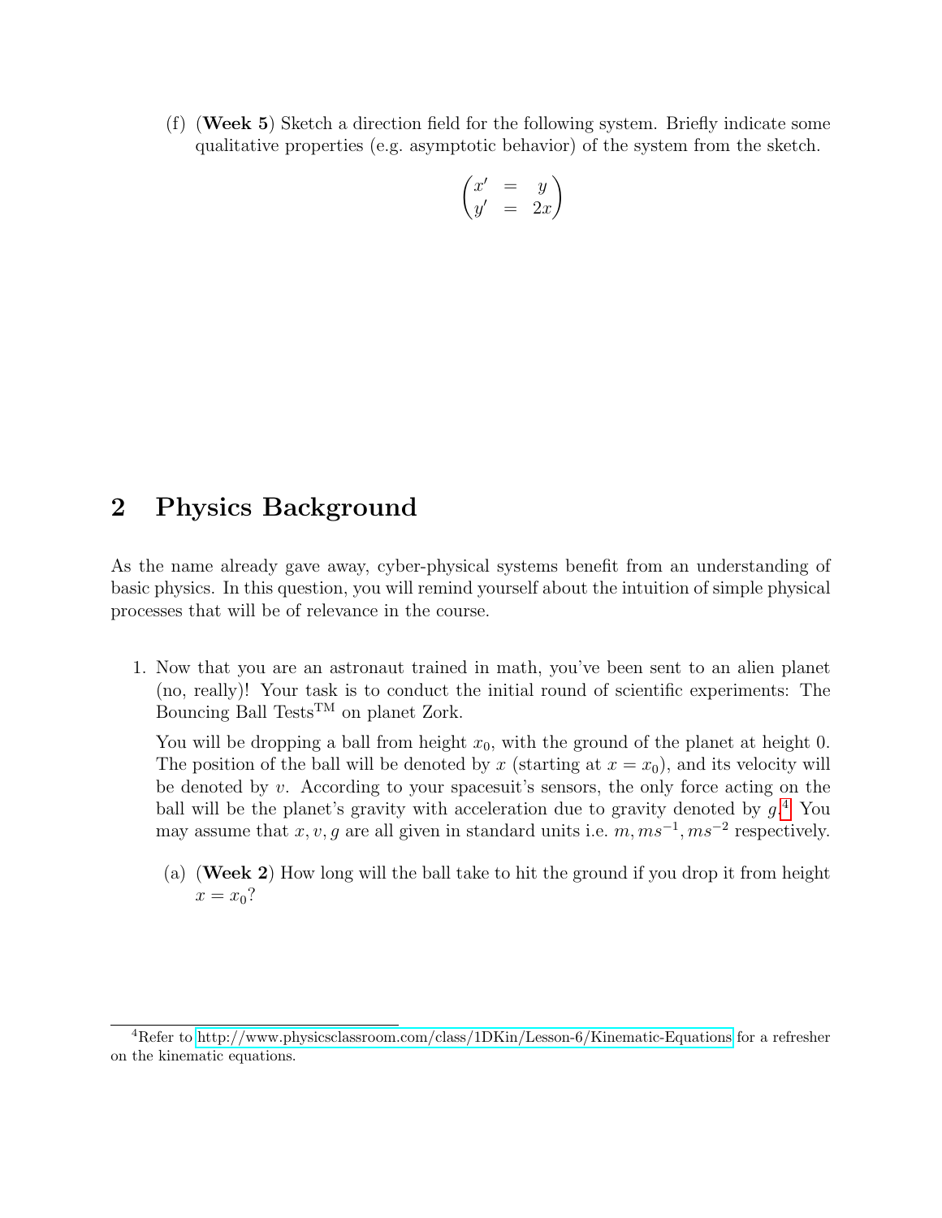(f) (**Week 5**) Sketch a direction field for the following system. Briefly indicate some qualitative properties (e.g. asymptotic behavior) of the system from the sketch.

$$\begin{pmatrix} x' & = & y \\ y' & = & 2x \end{pmatrix}$$

## 2 Physics Background

As the name already gave away, cyber-physical systems benefit from an understanding of basic physics. In this question, you will remind yourself about the intuition of simple physical processes that will be of relevance in the course.

1. Now that you are an astronaut trained in math, you've been sent to an alien planet (no, really)! Your task is to conduct the initial round of scientific experiments: The Bouncing Ball Tests™ on planet Zork.

   You will be dropping a ball from height $x_0$, with the ground of the planet at height 0. The position of the ball will be denoted by $x$ (starting at $x = x_0$), and its velocity will be denoted by $v$. According to your spacesuit's sensors, the only force acting on the ball will be the planet's gravity with acceleration due to gravity denoted by $g$.[4] You may assume that $x, v, g$ are all given in standard units i.e. $m, ms^{-1}, ms^{-2}$ respectively.

   (a) (**Week 2**) How long will the ball take to hit the ground if you drop it from height $x = x_0$?

[4] Refer to http://www.physicsclassroom.com/class/1DKin/Lesson-6/Kinematic-Equations for a refresher on the kinematic equations.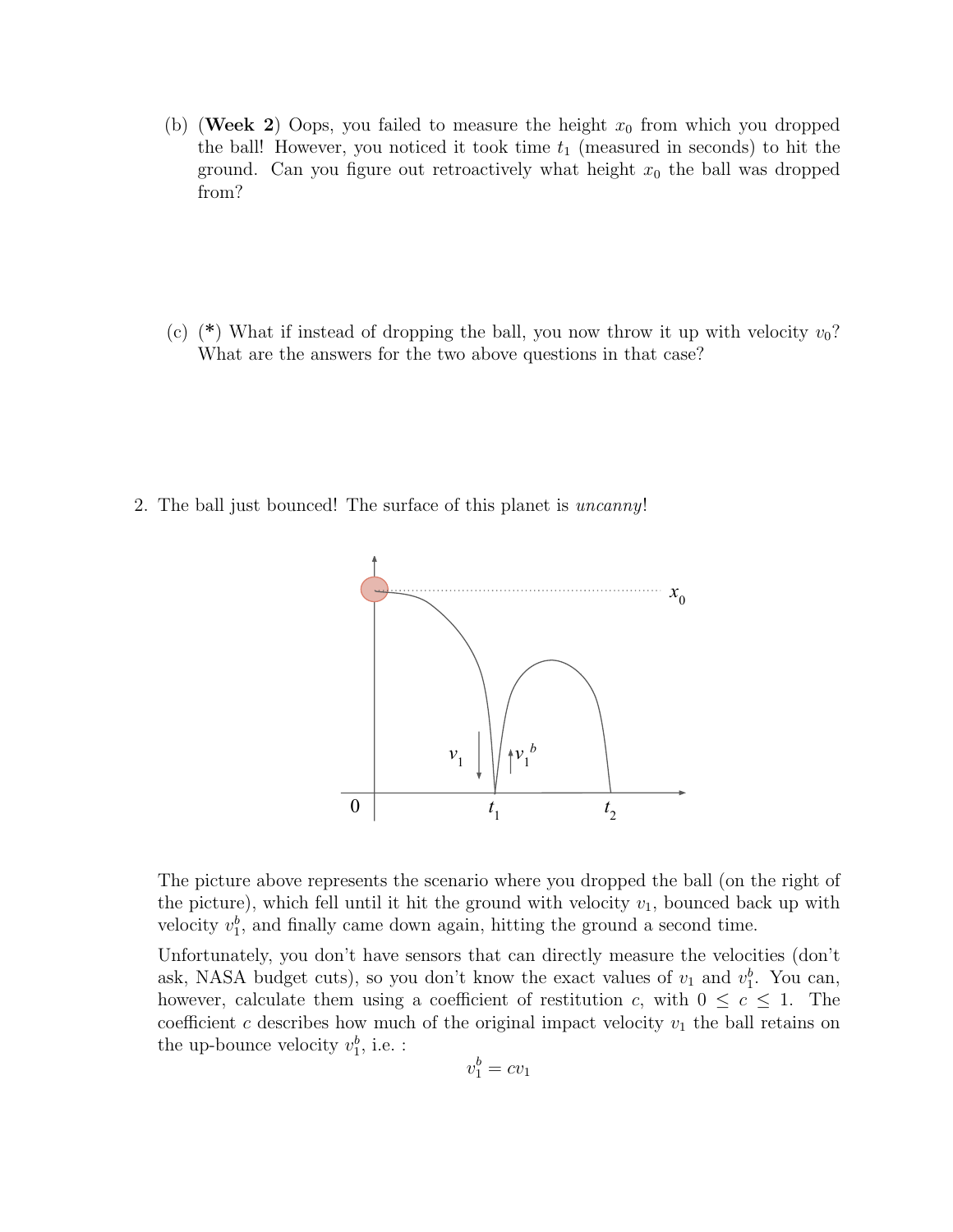(b) (**Week 2**) Oops, you failed to measure the height $x_0$ from which you dropped the ball! However, you noticed it took time $t_1$ (measured in seconds) to hit the ground. Can you figure out retroactively what height $x_0$ the ball was dropped from?

(c) (*) What if instead of dropping the ball, you now throw it up with velocity $v_0$? What are the answers for the two above questions in that case?

2. The ball just bounced! The surface of this planet is *uncanny*!

$x_0$

$v_1$ $v_1^b$

0 $t_1$ $t_2$

The picture above represents the scenario where you dropped the ball (on the right of the picture), which fell until it hit the ground with velocity $v_1$, bounced back up with velocity $v_1^b$, and finally came down again, hitting the ground a second time.

Unfortunately, you don't have sensors that can directly measure the velocities (don't ask, NASA budget cuts), so you don't know the exact values of $v_1$ and $v_1^b$. You can, however, calculate them using a coefficient of restitution $c$, with $0 \leq c \leq 1$. The coefficient $c$ describes how much of the original impact velocity $v_1$ the ball retains on the up-bounce velocity $v_1^b$, i.e. :

$$v_1^b = cv_1$$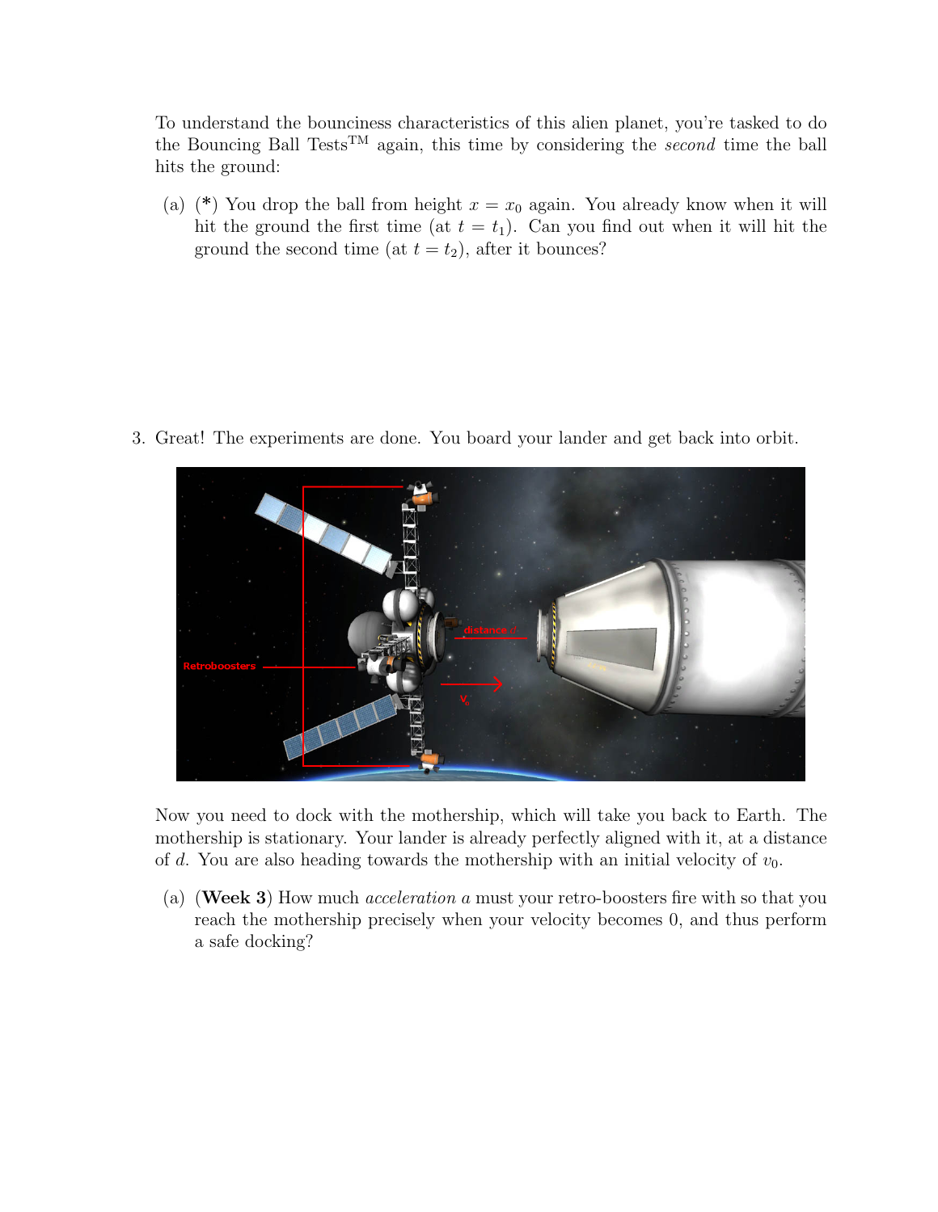To understand the bounciness characteristics of this alien planet, you're tasked to do the Bouncing Ball Tests™ again, this time by considering the *second* time the ball hits the ground:

(a) (*) You drop the ball from height $x = x_0$ again. You already know when it will hit the ground the first time (at $t = t_1$). Can you find out when it will hit the ground the second time (at $t = t_2$), after it bounces?

3. Great! The experiments are done. You board your lander and get back into orbit.

Now you need to dock with the mothership, which will take you back to Earth. The mothership is stationary. Your lander is already perfectly aligned with it, at a distance of $d$. You are also heading towards the mothership with an initial velocity of $v_0$.

(a) (**Week 3**) How much *acceleration* $a$ must your retro-boosters fire with so that you reach the mothership precisely when your velocity becomes 0, and thus perform a safe docking?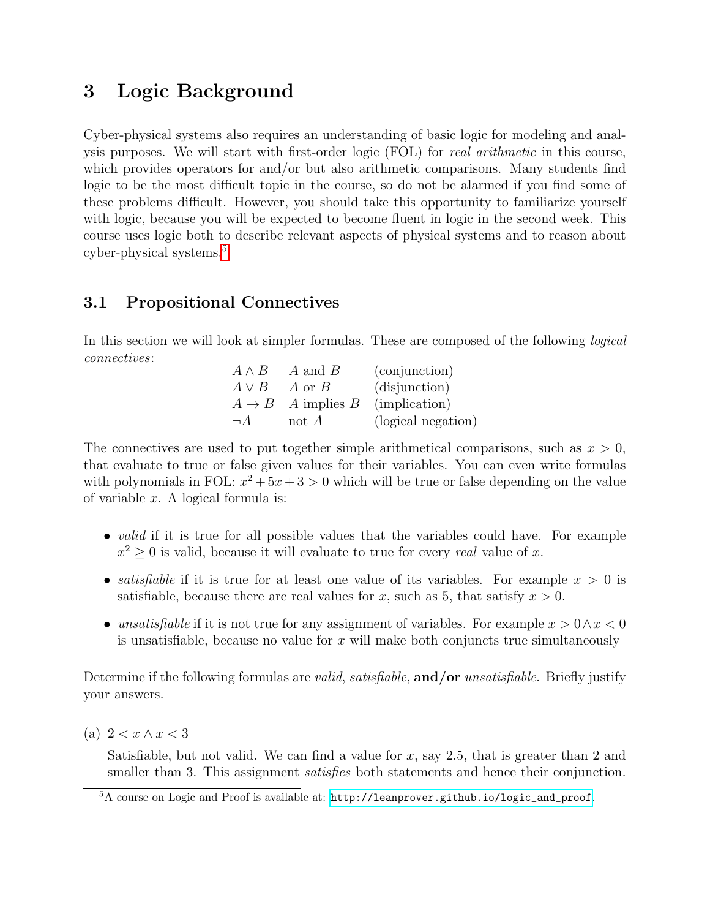# 3 Logic Background

Cyber-physical systems also requires an understanding of basic logic for modeling and analysis purposes. We will start with first-order logic (FOL) for *real arithmetic* in this course, which provides operators for and/or but also arithmetic comparisons. Many students find logic to be the most difficult topic in the course, so do not be alarmed if you find some of these problems difficult. However, you should take this opportunity to familiarize yourself with logic, because you will be expected to become fluent in logic in the second week. This course uses logic both to describe relevant aspects of physical systems and to reason about cyber-physical systems.[5]

## 3.1 Propositional Connectives

In this section we will look at simpler formulas. These are composed of the following *logical connectives*:

| | | |
|---|---|---|
| $A \wedge B$ | $A$ and $B$ | (conjunction) |
| $A \vee B$ | $A$ or $B$ | (disjunction) |
| $A \rightarrow B$ | $A$ implies $B$ | (implication) |
| $\neg A$ | not $A$ | (logical negation) |

The connectives are used to put together simple arithmetical comparisons, such as $x > 0$, that evaluate to true or false given values for their variables. You can even write formulas with polynomials in FOL: $x^2 + 5x + 3 > 0$ which will be true or false depending on the value of variable $x$. A logical formula is:

- *valid* if it is true for all possible values that the variables could have. For example $x^2 \geq 0$ is valid, because it will evaluate to true for every *real* value of $x$.
- *satisfiable* if it is true for at least one value of its variables. For example $x > 0$ is satisfiable, because there are real values for $x$, such as 5, that satisfy $x > 0$.
- *unsatisfiable* if it is not true for any assignment of variables. For example $x > 0 \wedge x < 0$ is unsatisfiable, because no value for $x$ will make both conjuncts true simultaneously

Determine if the following formulas are *valid*, *satisfiable*, **and/or** *unsatisfiable*. Briefly justify your answers.

(a) $2 < x \wedge x < 3$

Satisfiable, but not valid. We can find a value for $x$, say 2.5, that is greater than 2 and smaller than 3. This assignment *satisfies* both statements and hence their conjunction.

[5] A course on Logic and Proof is available at: http://leanprover.github.io/logic_and_proof.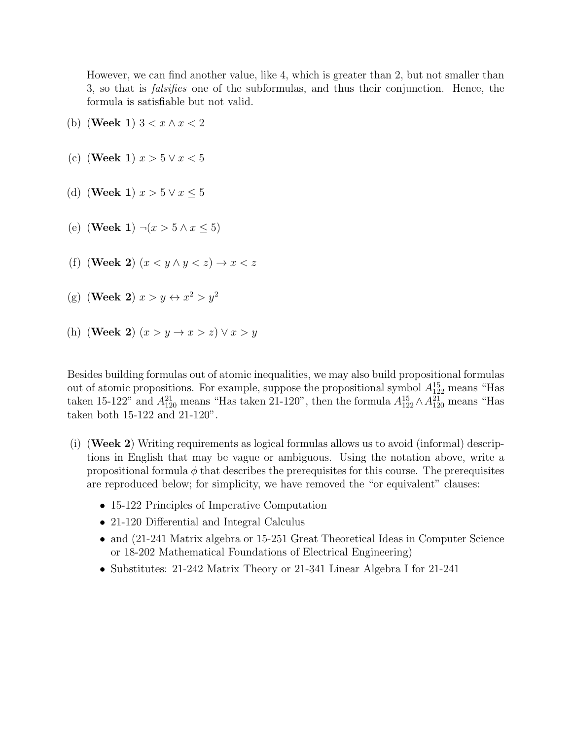However, we can find another value, like 4, which is greater than 2, but not smaller than 3, so that is *falsifies* one of the subformulas, and thus their conjunction. Hence, the formula is satisfiable but not valid.

(b) (**Week 1**) $3 < x \wedge x < 2$

(c) (**Week 1**) $x > 5 \vee x < 5$

(d) (**Week 1**) $x > 5 \vee x \leq 5$

(e) (**Week 1**) $\neg(x > 5 \wedge x \leq 5)$

(f) (**Week 2**) $(x < y \wedge y < z) \rightarrow x < z$

(g) (**Week 2**) $x > y \leftrightarrow x^2 > y^2$

(h) (**Week 2**) $(x > y \rightarrow x > z) \vee x > y$

Besides building formulas out of atomic inequalities, we may also build propositional formulas out of atomic propositions. For example, suppose the propositional symbol $A^{15}_{122}$ means "Has taken 15-122" and $A^{21}_{120}$ means "Has taken 21-120", then the formula $A^{15}_{122} \wedge A^{21}_{120}$ means "Has taken both 15-122 and 21-120".

(i) (**Week 2**) Writing requirements as logical formulas allows us to avoid (informal) descriptions in English that may be vague or ambiguous. Using the notation above, write a propositional formula $\phi$ that describes the prerequisites for this course. The prerequisites are reproduced below; for simplicity, we have removed the "or equivalent" clauses:

- 15-122 Principles of Imperative Computation
- 21-120 Differential and Integral Calculus
- and (21-241 Matrix algebra or 15-251 Great Theoretical Ideas in Computer Science or 18-202 Mathematical Foundations of Electrical Engineering)
- Substitutes: 21-242 Matrix Theory or 21-341 Linear Algebra I for 21-241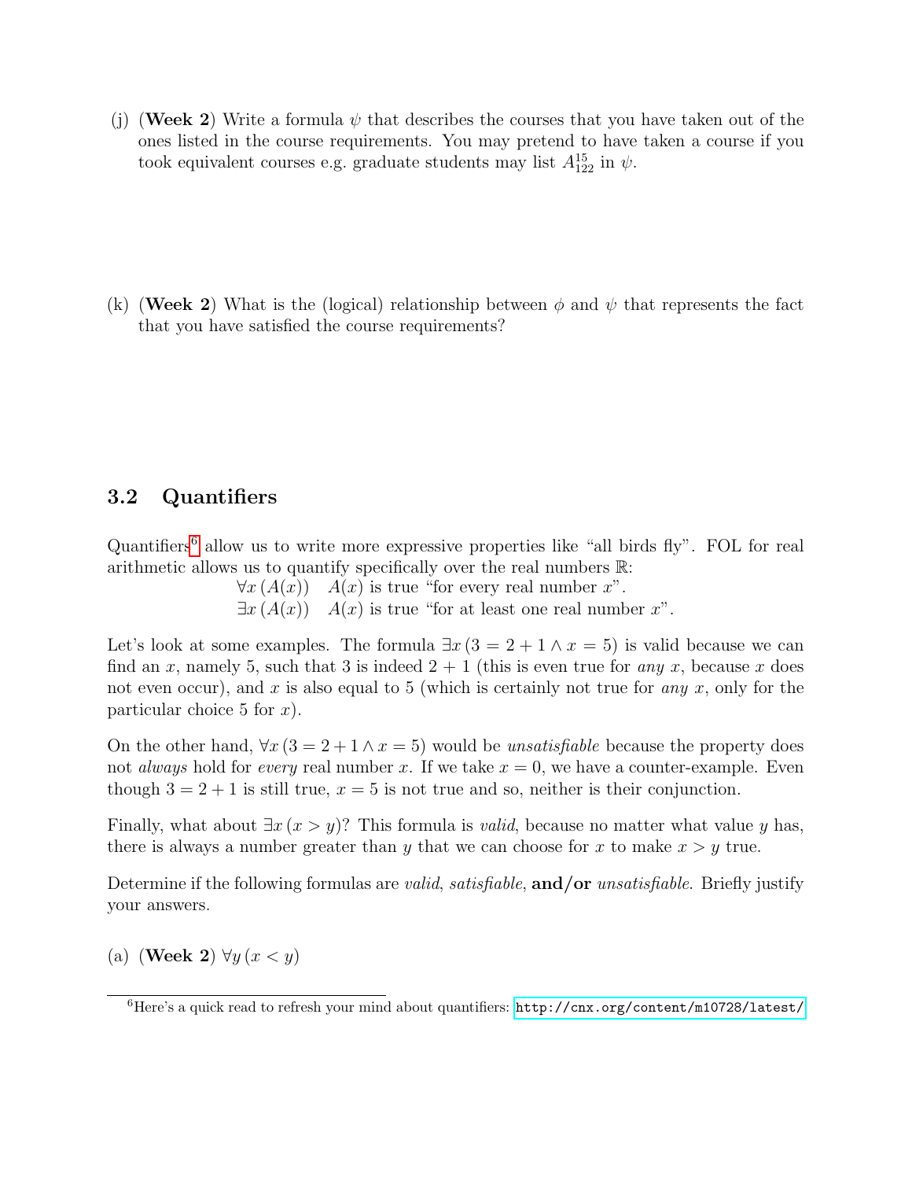(j) (**Week 2**) Write a formula $\psi$ that describes the courses that you have taken out of the ones listed in the course requirements. You may pretend to have taken a course if you took equivalent courses e.g. graduate students may list $A^{15}_{122}$ in $\psi$.

(k) (**Week 2**) What is the (logical) relationship between $\phi$ and $\psi$ that represents the fact that you have satisfied the course requirements?

## 3.2 Quantifiers

Quantifiers[6] allow us to write more expressive properties like "all birds fly". FOL for real arithmetic allows us to quantify specifically over the real numbers $\mathbb{R}$:

$\forall x\,(A(x))$ $\quad A(x)$ is true "for every real number $x$".
$\exists x\,(A(x))$ $\quad A(x)$ is true "for at least one real number $x$".

Let's look at some examples. The formula $\exists x\,(3 = 2 + 1 \land x = 5)$ is valid because we can find an $x$, namely 5, such that 3 is indeed $2 + 1$ (this is even true for *any* $x$, because $x$ does not even occur), and $x$ is also equal to 5 (which is certainly not true for *any* $x$, only for the particular choice 5 for $x$).

On the other hand, $\forall x\,(3 = 2 + 1 \land x = 5)$ would be *unsatisfiable* because the property does not *always* hold for *every* real number $x$. If we take $x = 0$, we have a counter-example. Even though $3 = 2 + 1$ is still true, $x = 5$ is not true and so, neither is their conjunction.

Finally, what about $\exists x\,(x > y)$? This formula is *valid*, because no matter what value $y$ has, there is always a number greater than $y$ that we can choose for $x$ to make $x > y$ true.

Determine if the following formulas are *valid*, *satisfiable*, **and/or** *unsatisfiable*. Briefly justify your answers.

(a) (**Week 2**) $\forall y\,(x < y)$

[6] Here's a quick read to refresh your mind about quantifiers: http://cnx.org/content/m10728/latest/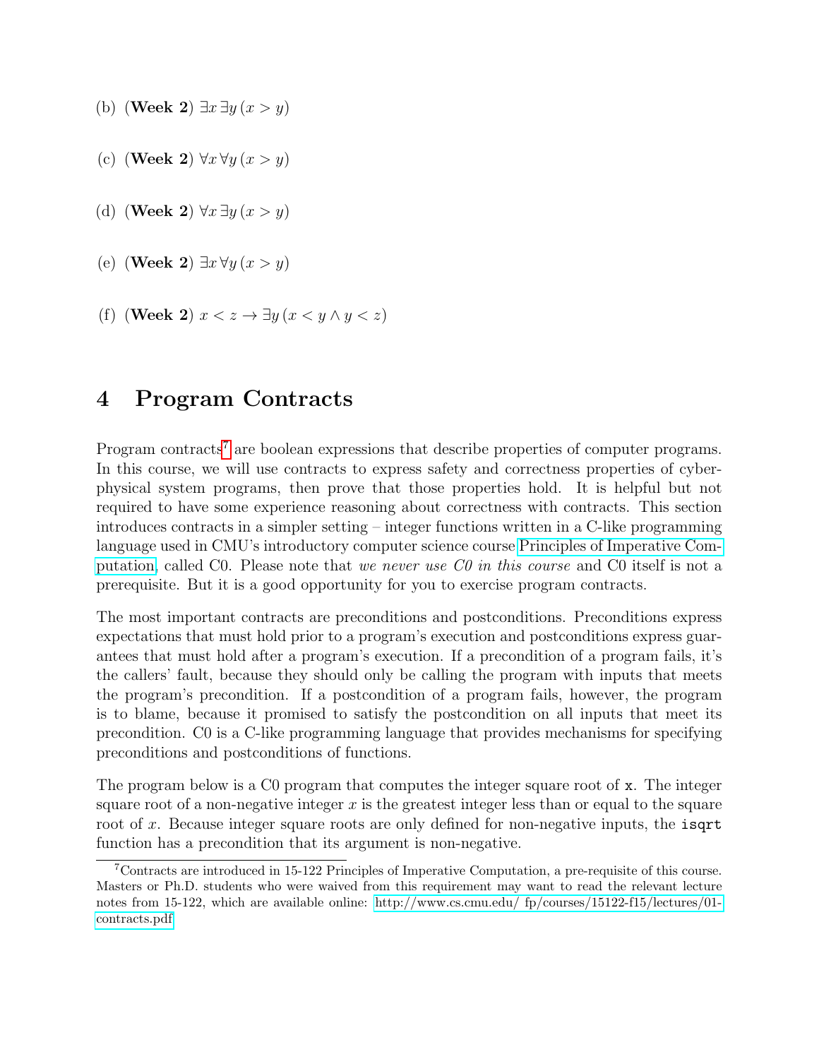(b) (**Week 2**) $\exists x\, \exists y\, (x > y)$

(c) (**Week 2**) $\forall x\, \forall y\, (x > y)$

(d) (**Week 2**) $\forall x\, \exists y\, (x > y)$

(e) (**Week 2**) $\exists x\, \forall y\, (x > y)$

(f) (**Week 2**) $x < z \rightarrow \exists y\, (x < y \wedge y < z)$

## 4 Program Contracts

Program contracts[7] are boolean expressions that describe properties of computer programs. In this course, we will use contracts to express safety and correctness properties of cyber-physical system programs, then prove that those properties hold. It is helpful but not required to have some experience reasoning about correctness with contracts. This section introduces contracts in a simpler setting – integer functions written in a C-like programming language used in CMU's introductory computer science course Principles of Imperative Computation, called C0. Please note that *we never use C0 in this course* and C0 itself is not a prerequisite. But it is a good opportunity for you to exercise program contracts.

The most important contracts are preconditions and postconditions. Preconditions express expectations that must hold prior to a program's execution and postconditions express guarantees that must hold after a program's execution. If a precondition of a program fails, it's the callers' fault, because they should only be calling the program with inputs that meets the program's precondition. If a postcondition of a program fails, however, the program is to blame, because it promised to satisfy the postcondition on all inputs that meet its precondition. C0 is a C-like programming language that provides mechanisms for specifying preconditions and postconditions of functions.

The program below is a C0 program that computes the integer square root of `x`. The integer square root of a non-negative integer $x$ is the greatest integer less than or equal to the square root of $x$. Because integer square roots are only defined for non-negative inputs, the `isqrt` function has a precondition that its argument is non-negative.

[7] Contracts are introduced in 15-122 Principles of Imperative Computation, a pre-requisite of this course. Masters or Ph.D. students who were waived from this requirement may want to read the relevant lecture notes from 15-122, which are available online: http://www.cs.cmu.edu/ fp/courses/15122-f15/lectures/01-contracts.pdf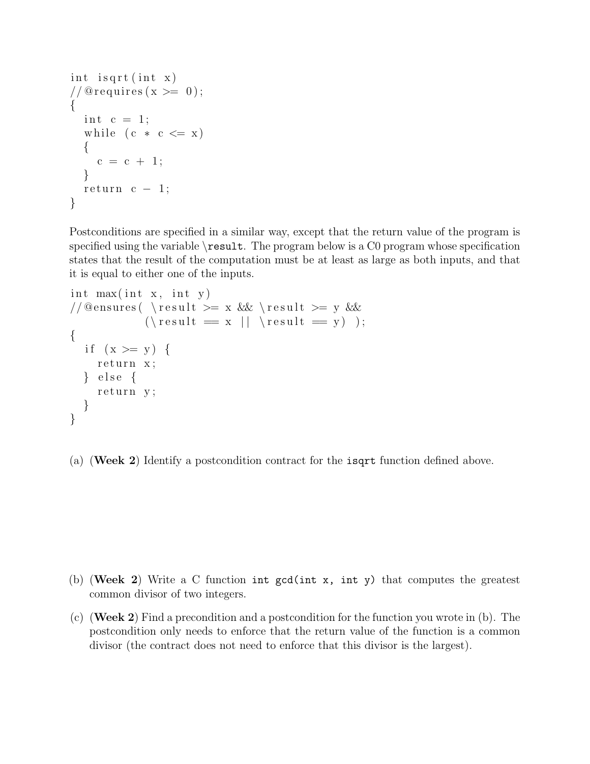```
int isqrt(int x)
//@requires(x >= 0);
{
  int c = 1;
  while (c * c <= x)
  {
    c = c + 1;
  }
  return c - 1;
}
```

Postconditions are specified in a similar way, except that the return value of the program is specified using the variable `\result`. The program below is a C0 program whose specification states that the result of the computation must be at least as large as both inputs, and that it is equal to either one of the inputs.

```
int max(int x, int y)
//@ensures( \result >= x && \result >= y &&
            (\result == x || \result == y) );
{
  if (x >= y) {
    return x;
  } else {
    return y;
  }
}
```

(a) (**Week 2**) Identify a postcondition contract for the `isqrt` function defined above.

(b) (**Week 2**) Write a C function `int gcd(int x, int y)` that computes the greatest common divisor of two integers.

(c) (**Week 2**) Find a precondition and a postcondition for the function you wrote in (b). The postcondition only needs to enforce that the return value of the function is a common divisor (the contract does not need to enforce that this divisor is the largest).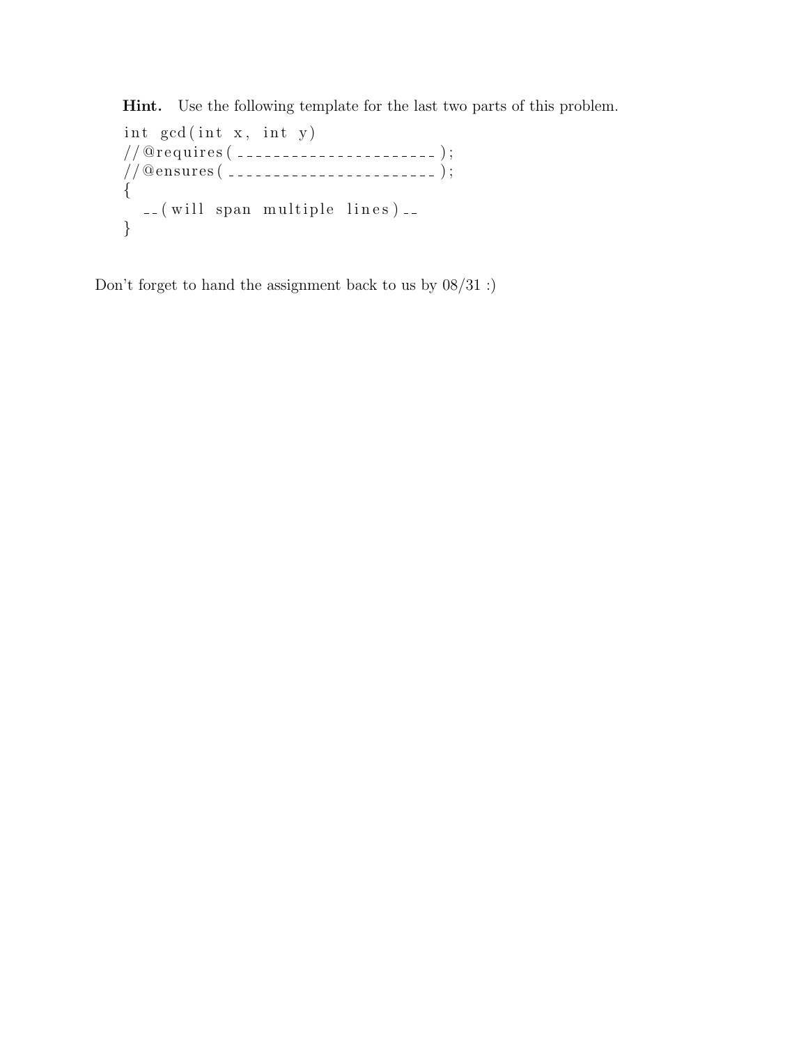**Hint.** Use the following template for the last two parts of this problem.

```
int gcd(int x, int y)
//@requires(______________________);
//@ensures(_______________________);
{
  __(will span multiple lines)__
}
```

Don't forget to hand the assignment back to us by 08/31 :)